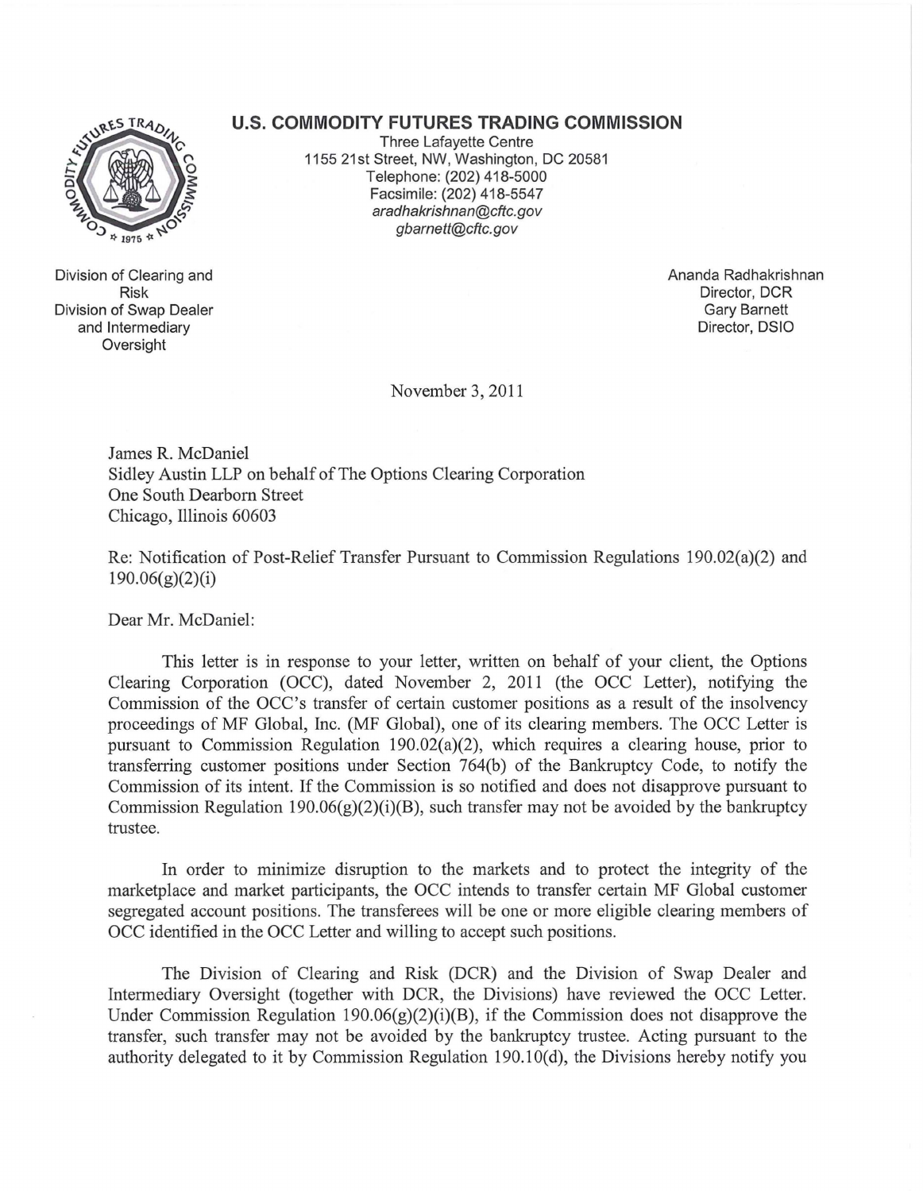# U.S. COMMODITY FUTURES TRADING COMMISSION

Three Lafayette Centre
1155 21st Street, NW, Washington, DC 20581
Telephone: (202) 418-5000
Facsimile: (202) 418-5547
*aradhakrishnan@cftc.gov*
*gbarnett@cftc.gov*

Division of Clearing and Risk
Division of Swap Dealer and Intermediary Oversight

Ananda Radhakrishnan
Director, DCR
Gary Barnett
Director, DSIO

November 3, 2011

James R. McDaniel
Sidley Austin LLP on behalf of The Options Clearing Corporation
One South Dearborn Street
Chicago, Illinois 60603

Re: Notification of Post-Relief Transfer Pursuant to Commission Regulations 190.02(a)(2) and 190.06(g)(2)(i)

Dear Mr. McDaniel:

This letter is in response to your letter, written on behalf of your client, the Options Clearing Corporation (OCC), dated November 2, 2011 (the OCC Letter), notifying the Commission of the OCC's transfer of certain customer positions as a result of the insolvency proceedings of MF Global, Inc. (MF Global), one of its clearing members. The OCC Letter is pursuant to Commission Regulation 190.02(a)(2), which requires a clearing house, prior to transferring customer positions under Section 764(b) of the Bankruptcy Code, to notify the Commission of its intent. If the Commission is so notified and does not disapprove pursuant to Commission Regulation 190.06(g)(2)(i)(B), such transfer may not be avoided by the bankruptcy trustee.

In order to minimize disruption to the markets and to protect the integrity of the marketplace and market participants, the OCC intends to transfer certain MF Global customer segregated account positions. The transferees will be one or more eligible clearing members of OCC identified in the OCC Letter and willing to accept such positions.

The Division of Clearing and Risk (DCR) and the Division of Swap Dealer and Intermediary Oversight (together with DCR, the Divisions) have reviewed the OCC Letter. Under Commission Regulation 190.06(g)(2)(i)(B), if the Commission does not disapprove the transfer, such transfer may not be avoided by the bankruptcy trustee. Acting pursuant to the authority delegated to it by Commission Regulation 190.10(d), the Divisions hereby notify you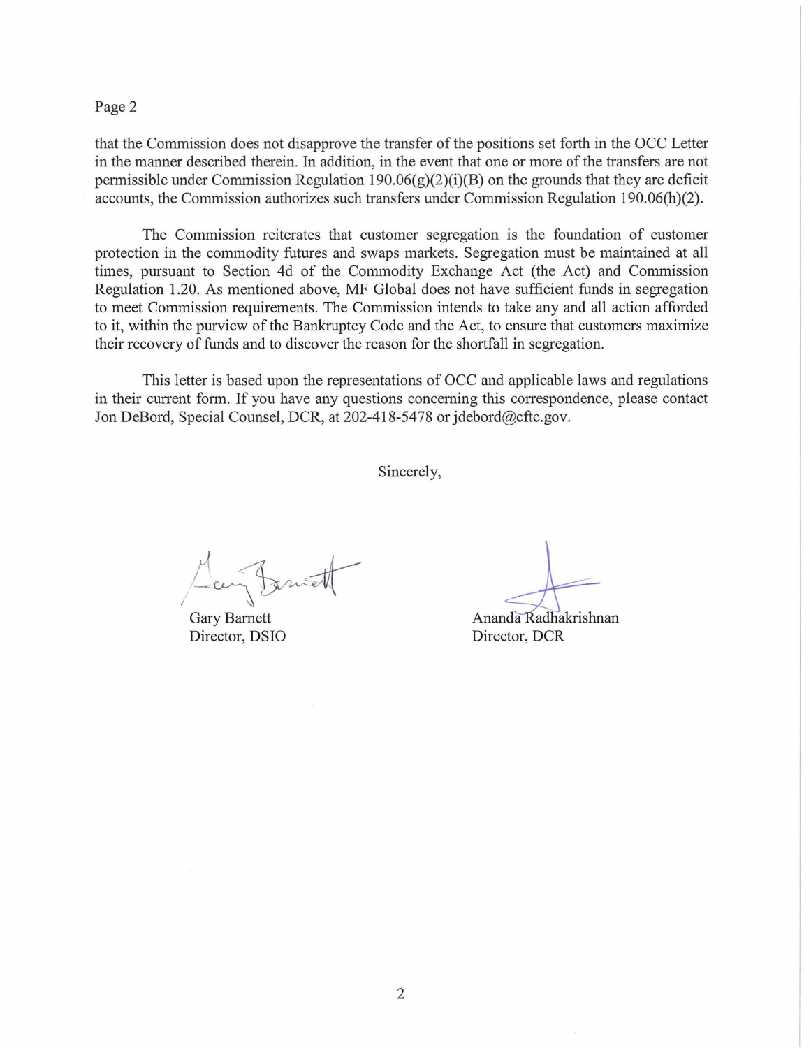that the Commission does not disapprove the transfer of the positions set forth in the OCC Letter in the manner described therein. In addition, in the event that one or more of the transfers are not permissible under Commission Regulation 190.06(g)(2)(i)(B) on the grounds that they are deficit accounts, the Commission authorizes such transfers under Commission Regulation 190.06(h)(2).

The Commission reiterates that customer segregation is the foundation of customer protection in the commodity futures and swaps markets. Segregation must be maintained at all times, pursuant to Section 4d of the Commodity Exchange Act (the Act) and Commission Regulation 1.20. As mentioned above, MF Global does not have sufficient funds in segregation to meet Commission requirements. The Commission intends to take any and all action afforded to it, within the purview of the Bankruptcy Code and the Act, to ensure that customers maximize their recovery of funds and to discover the reason for the shortfall in segregation.

This letter is based upon the representations of OCC and applicable laws and regulations in their current form. If you have any questions concerning this correspondence, please contact Jon DeBord, Special Counsel, DCR, at 202-418-5478 or jdebord@cftc.gov.

Sincerely,

Gary Barnett
Director, DSIO

Ananda Radhakrishnan
Director, DCR